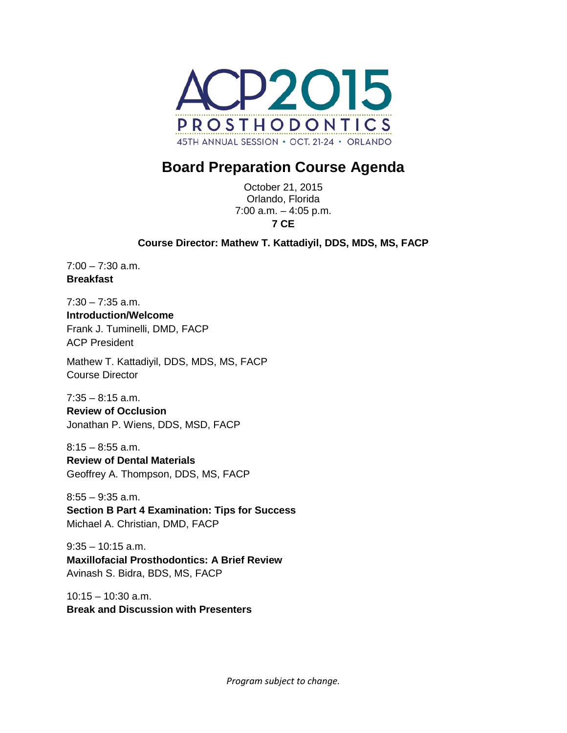ACP2015

PROSTHODONTICS

45TH ANNUAL SESSION • OCT. 21-24 • ORLANDO

# Board Preparation Course Agenda

October 21, 2015
Orlando, Florida
7:00 a.m. – 4:05 p.m.
**7 CE**

**Course Director: Mathew T. Kattadiyil, DDS, MDS, MS, FACP**

7:00 – 7:30 a.m.
**Breakfast**

7:30 – 7:35 a.m.
**Introduction/Welcome**
Frank J. Tuminelli, DMD, FACP
ACP President

Mathew T. Kattadiyil, DDS, MDS, MS, FACP
Course Director

7:35 – 8:15 a.m.
**Review of Occlusion**
Jonathan P. Wiens, DDS, MSD, FACP

8:15 – 8:55 a.m.
**Review of Dental Materials**
Geoffrey A. Thompson, DDS, MS, FACP

8:55 – 9:35 a.m.
**Section B Part 4 Examination: Tips for Success**
Michael A. Christian, DMD, FACP

9:35 – 10:15 a.m.
**Maxillofacial Prosthodontics: A Brief Review**
Avinash S. Bidra, BDS, MS, FACP

10:15 – 10:30 a.m.
**Break and Discussion with Presenters**

*Program subject to change.*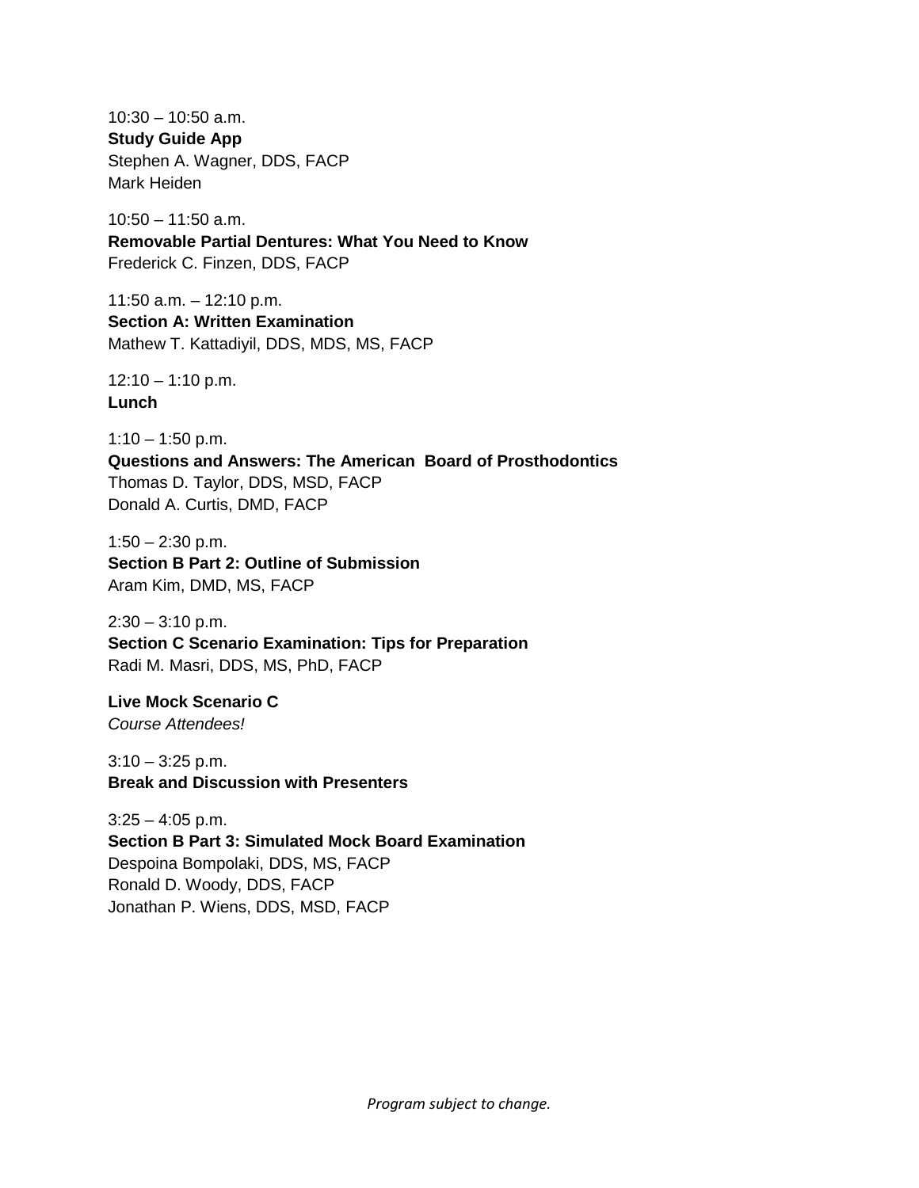10:30 – 10:50 a.m.
**Study Guide App**
Stephen A. Wagner, DDS, FACP
Mark Heiden

10:50 – 11:50 a.m.
**Removable Partial Dentures: What You Need to Know**
Frederick C. Finzen, DDS, FACP

11:50 a.m. – 12:10 p.m.
**Section A: Written Examination**
Mathew T. Kattadiyil, DDS, MDS, MS, FACP

12:10 – 1:10 p.m.
**Lunch**

1:10 – 1:50 p.m.
**Questions and Answers: The American Board of Prosthodontics**
Thomas D. Taylor, DDS, MSD, FACP
Donald A. Curtis, DMD, FACP

1:50 – 2:30 p.m.
**Section B Part 2: Outline of Submission**
Aram Kim, DMD, MS, FACP

2:30 – 3:10 p.m.
**Section C Scenario Examination: Tips for Preparation**
Radi M. Masri, DDS, MS, PhD, FACP

**Live Mock Scenario C**
*Course Attendees!*

3:10 – 3:25 p.m.
**Break and Discussion with Presenters**

3:25 – 4:05 p.m.
**Section B Part 3: Simulated Mock Board Examination**
Despoina Bompolaki, DDS, MS, FACP
Ronald D. Woody, DDS, FACP
Jonathan P. Wiens, DDS, MSD, FACP

*Program subject to change.*